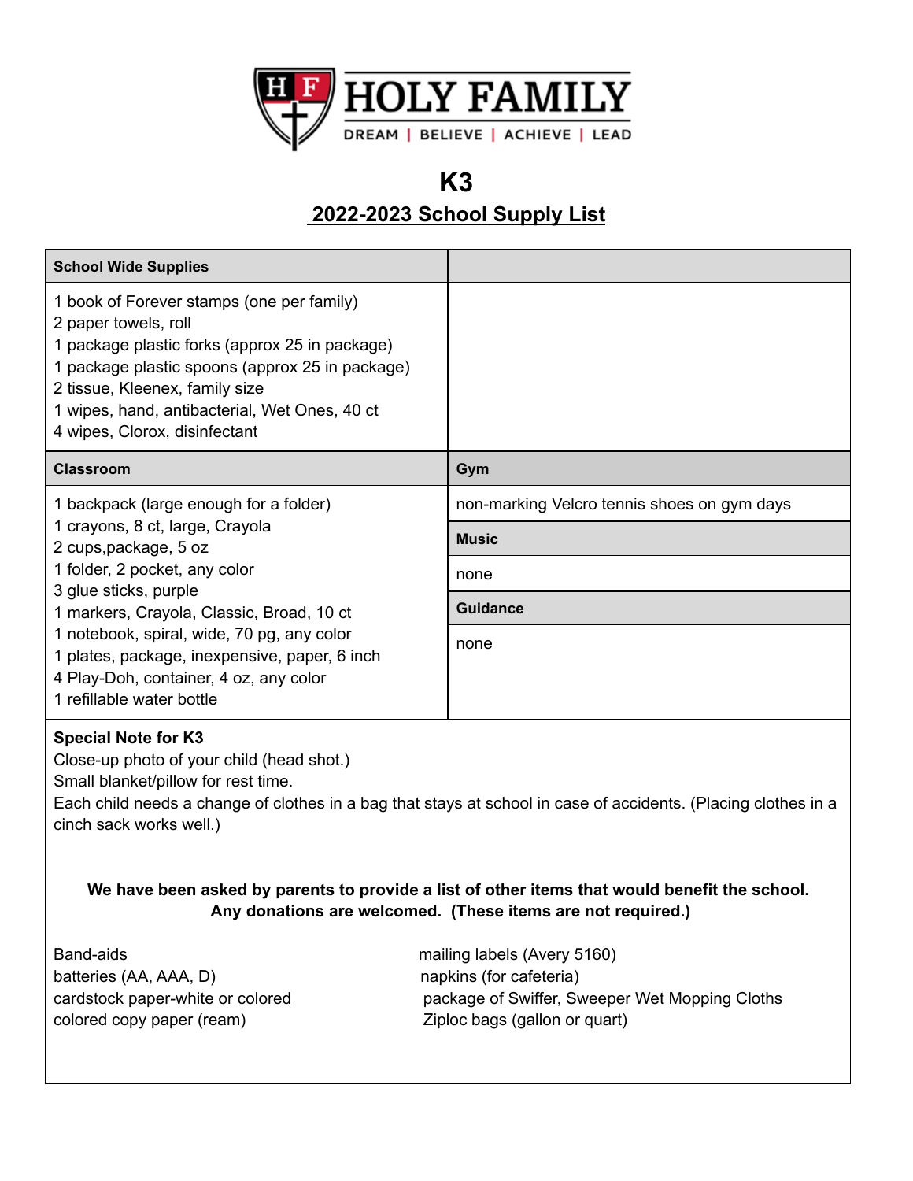# HOLY FAMILY

DREAM | BELIEVE | ACHIEVE | LEAD

## K3

## 2022-2023 School Supply List

| School Wide Supplies | |
|---|---|
| 1 book of Forever stamps (one per family)<br>2 paper towels, roll<br>1 package plastic forks (approx 25 in package)<br>1 package plastic spoons (approx 25 in package)<br>2 tissue, Kleenex, family size<br>1 wipes, hand, antibacterial, Wet Ones, 40 ct<br>4 wipes, Clorox, disinfectant | |
| **Classroom** | **Gym** |
| 1 backpack (large enough for a folder)<br>1 crayons, 8 ct, large, Crayola<br>2 cups,package, 5 oz<br>1 folder, 2 pocket, any color<br>3 glue sticks, purple<br>1 markers, Crayola, Classic, Broad, 10 ct<br>1 notebook, spiral, wide, 70 pg, any color<br>1 plates, package, inexpensive, paper, 6 inch<br>4 Play-Doh, container, 4 oz, any color<br>1 refillable water bottle | non-marking Velcro tennis shoes on gym days<br>**Music**<br>none<br>**Guidance**<br>none |

**Special Note for K3**

Close-up photo of your child (head shot.)

Small blanket/pillow for rest time.

Each child needs a change of clothes in a bag that stays at school in case of accidents. (Placing clothes in a cinch sack works well.)

**We have been asked by parents to provide a list of other items that would benefit the school. Any donations are welcomed. (These items are not required.)**

Band-aids
batteries (AA, AAA, D)
cardstock paper-white or colored
colored copy paper (ream)
mailing labels (Avery 5160)
napkins (for cafeteria)
package of Swiffer, Sweeper Wet Mopping Cloths
Ziploc bags (gallon or quart)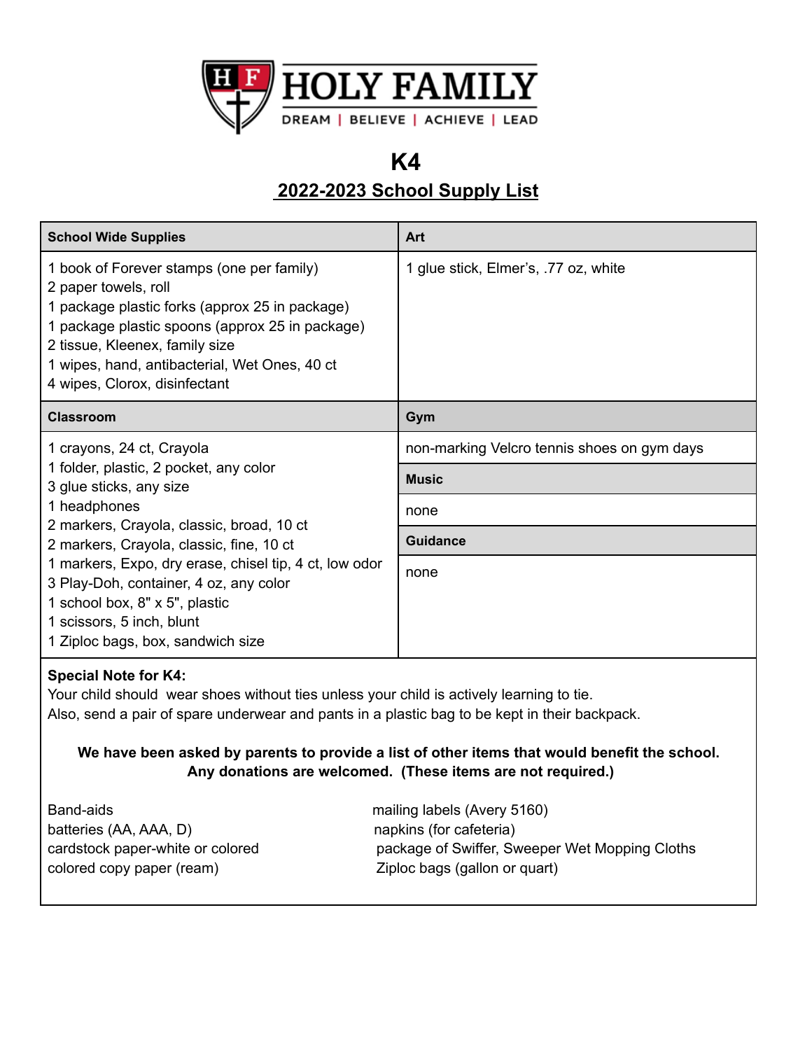HOLY FAMILY

DREAM | BELIEVE | ACHIEVE | LEAD

# K4

## 2022-2023 School Supply List

| School Wide Supplies | Art |
|---|---|
| 1 book of Forever stamps (one per family)<br>2 paper towels, roll<br>1 package plastic forks (approx 25 in package)<br>1 package plastic spoons (approx 25 in package)<br>2 tissue, Kleenex, family size<br>1 wipes, hand, antibacterial, Wet Ones, 40 ct<br>4 wipes, Clorox, disinfectant | 1 glue stick, Elmer's, .77 oz, white |

| Classroom | Gym |
|---|---|
| 1 crayons, 24 ct, Crayola<br>1 folder, plastic, 2 pocket, any color<br>3 glue sticks, any size<br>1 headphones<br>2 markers, Crayola, classic, broad, 10 ct<br>2 markers, Crayola, classic, fine, 10 ct<br>1 markers, Expo, dry erase, chisel tip, 4 ct, low odor<br>3 Play-Doh, container, 4 oz, any color<br>1 school box, 8" x 5", plastic<br>1 scissors, 5 inch, blunt<br>1 Ziploc bags, box, sandwich size | non-marking Velcro tennis shoes on gym days<br><br>**Music**<br>none<br><br>**Guidance**<br>none |

**Special Note for K4:**
Your child should wear shoes without ties unless your child is actively learning to tie.
Also, send a pair of spare underwear and pants in a plastic bag to be kept in their backpack.

**We have been asked by parents to provide a list of other items that would benefit the school. Any donations are welcomed. (These items are not required.)**

- Band-aids
- batteries (AA, AAA, D)
- cardstock paper-white or colored
- colored copy paper (ream)
- mailing labels (Avery 5160)
- napkins (for cafeteria)
- package of Swiffer, Sweeper Wet Mopping Cloths
- Ziploc bags (gallon or quart)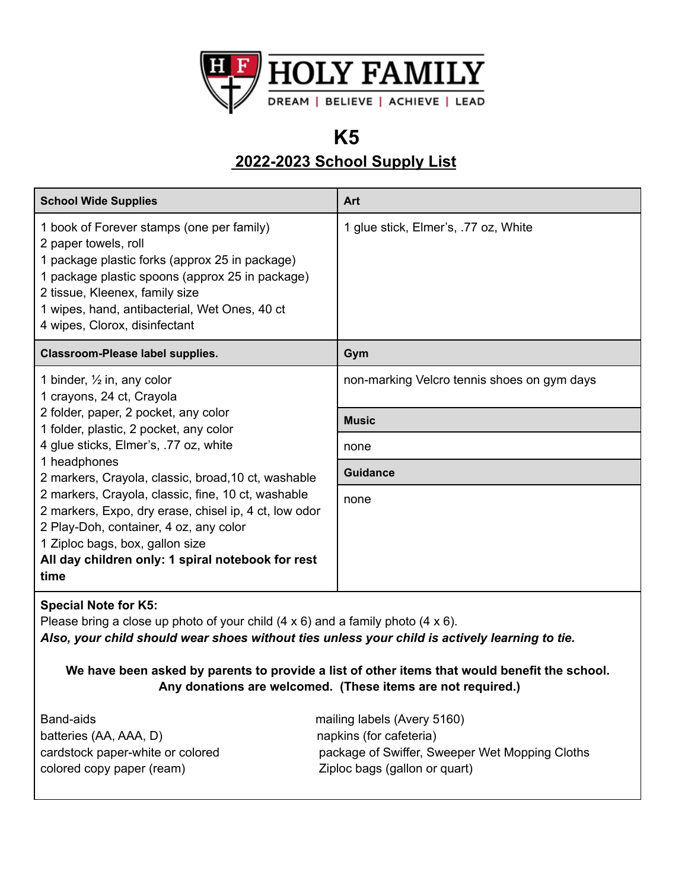HOLY FAMILY

DREAM | BELIEVE | ACHIEVE | LEAD

# K5

## 2022-2023 School Supply List

| School Wide Supplies | Art |
|---|---|
| 1 book of Forever stamps (one per family)<br>2 paper towels, roll<br>1 package plastic forks (approx 25 in package)<br>1 package plastic spoons (approx 25 in package)<br>2 tissue, Kleenex, family size<br>1 wipes, hand, antibacterial, Wet Ones, 40 ct<br>4 wipes, Clorox, disinfectant | 1 glue stick, Elmer's, .77 oz, White |
| **Classroom-Please label supplies.** | **Gym** |
| 1 binder, ½ in, any color<br>1 crayons, 24 ct, Crayola<br>2 folder, paper, 2 pocket, any color<br>1 folder, plastic, 2 pocket, any color<br>4 glue sticks, Elmer's, .77 oz, white<br>1 headphones<br>2 markers, Crayola, classic, broad,10 ct, washable<br>2 markers, Crayola, classic, fine, 10 ct, washable<br>2 markers, Expo, dry erase, chisel ip, 4 ct, low odor<br>2 Play-Doh, container, 4 oz, any color<br>1 Ziploc bags, box, gallon size<br>**All day children only: 1 spiral notebook for rest time** | non-marking Velcro tennis shoes on gym days<br><br>**Music**<br>none<br><br>**Guidance**<br>none |

**Special Note for K5:**
Please bring a close up photo of your child (4 x 6) and a family photo (4 x 6).
***Also, your child should wear shoes without ties unless your child is actively learning to tie.***

**We have been asked by parents to provide a list of other items that would benefit the school. Any donations are welcomed. (These items are not required.)**

Band-aids
batteries (AA, AAA, D)
cardstock paper-white or colored
colored copy paper (ream)
mailing labels (Avery 5160)
napkins (for cafeteria)
package of Swiffer, Sweeper Wet Mopping Cloths
Ziploc bags (gallon or quart)